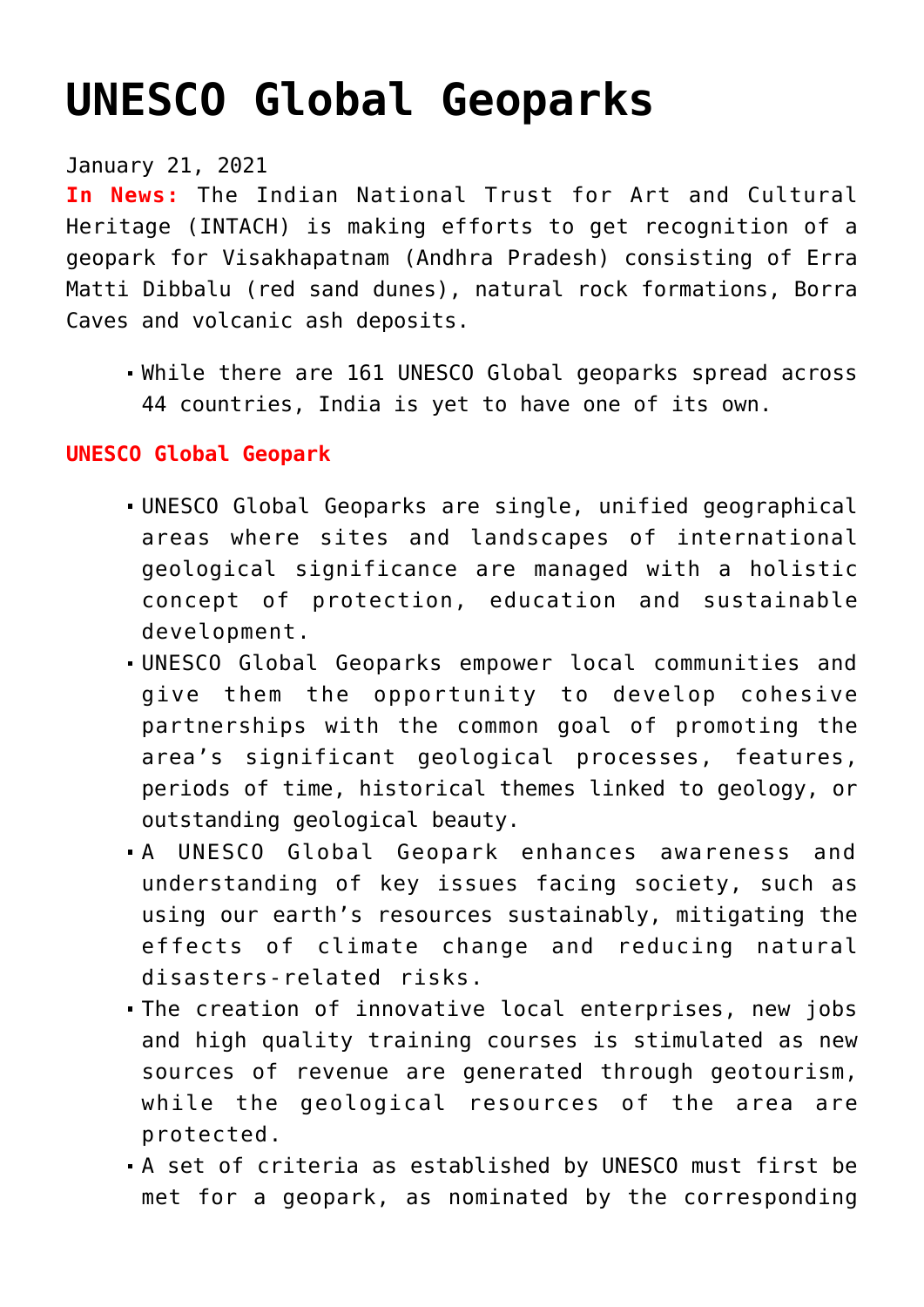# UNESCO Global Geoparks

January 21, 2021

**In News:** The Indian National Trust for Art and Cultural Heritage (INTACH) is making efforts to get recognition of a geopark for Visakhapatnam (Andhra Pradesh) consisting of Erra Matti Dibbalu (red sand dunes), natural rock formations, Borra Caves and volcanic ash deposits.

- While there are 161 UNESCO Global geoparks spread across 44 countries, India is yet to have one of its own.

**UNESCO Global Geopark**

- UNESCO Global Geoparks are single, unified geographical areas where sites and landscapes of international geological significance are managed with a holistic concept of protection, education and sustainable development.
- UNESCO Global Geoparks empower local communities and give them the opportunity to develop cohesive partnerships with the common goal of promoting the area's significant geological processes, features, periods of time, historical themes linked to geology, or outstanding geological beauty.
- A UNESCO Global Geopark enhances awareness and understanding of key issues facing society, such as using our earth's resources sustainably, mitigating the effects of climate change and reducing natural disasters-related risks.
- The creation of innovative local enterprises, new jobs and high quality training courses is stimulated as new sources of revenue are generated through geotourism, while the geological resources of the area are protected.
- A set of criteria as established by UNESCO must first be met for a geopark, as nominated by the corresponding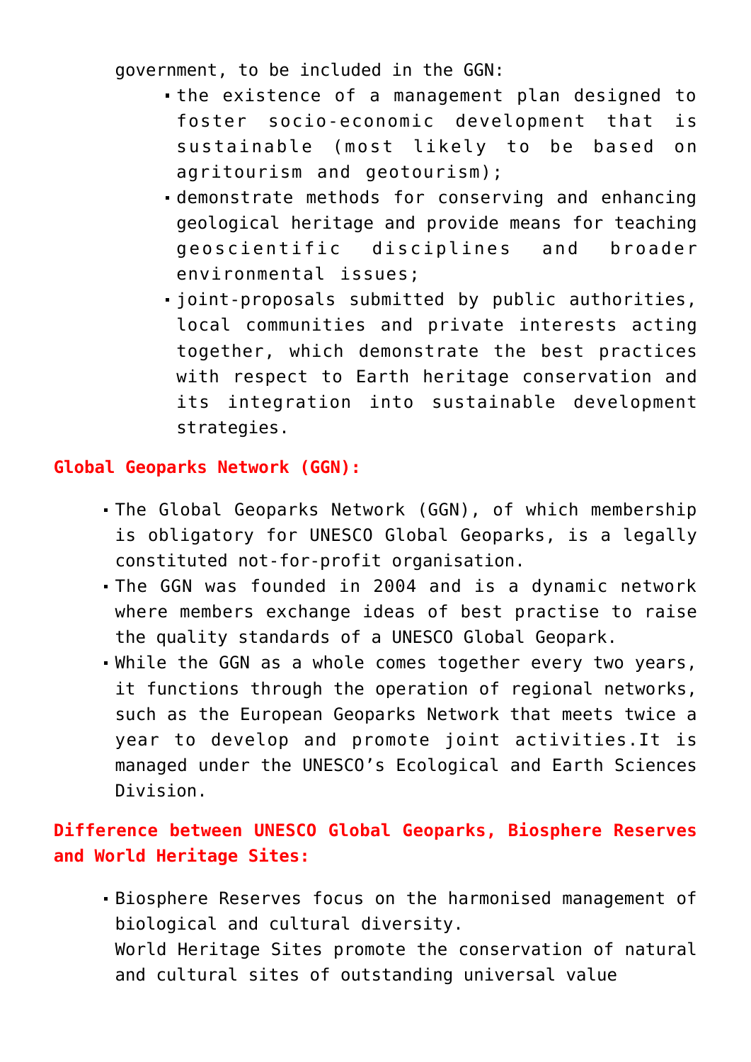government, to be included in the GGN:

- the existence of a management plan designed to foster socio-economic development that is sustainable (most likely to be based on agritourism and geotourism);
- demonstrate methods for conserving and enhancing geological heritage and provide means for teaching geoscientific disciplines and broader environmental issues;
- joint-proposals submitted by public authorities, local communities and private interests acting together, which demonstrate the best practices with respect to Earth heritage conservation and its integration into sustainable development strategies.

**Global Geoparks Network (GGN):**

- The Global Geoparks Network (GGN), of which membership is obligatory for UNESCO Global Geoparks, is a legally constituted not-for-profit organisation.
- The GGN was founded in 2004 and is a dynamic network where members exchange ideas of best practise to raise the quality standards of a UNESCO Global Geopark.
- While the GGN as a whole comes together every two years, it functions through the operation of regional networks, such as the European Geoparks Network that meets twice a year to develop and promote joint activities.It is managed under the UNESCO's Ecological and Earth Sciences Division.

**Difference between UNESCO Global Geoparks, Biosphere Reserves and World Heritage Sites:**

- Biosphere Reserves focus on the harmonised management of biological and cultural diversity.
  World Heritage Sites promote the conservation of natural and cultural sites of outstanding universal value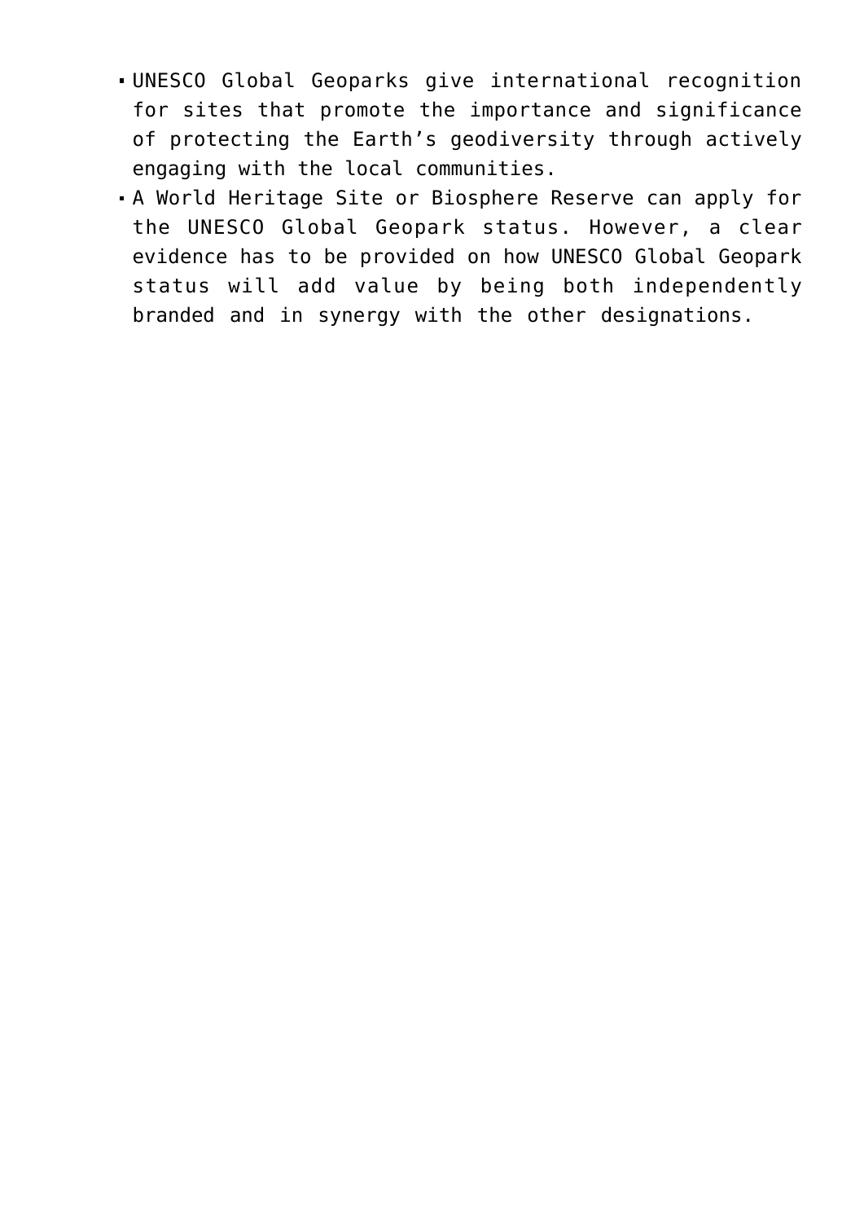- UNESCO Global Geoparks give international recognition for sites that promote the importance and significance of protecting the Earth’s geodiversity through actively engaging with the local communities.
- A World Heritage Site or Biosphere Reserve can apply for the UNESCO Global Geopark status. However, a clear evidence has to be provided on how UNESCO Global Geopark status will add value by being both independently branded and in synergy with the other designations.